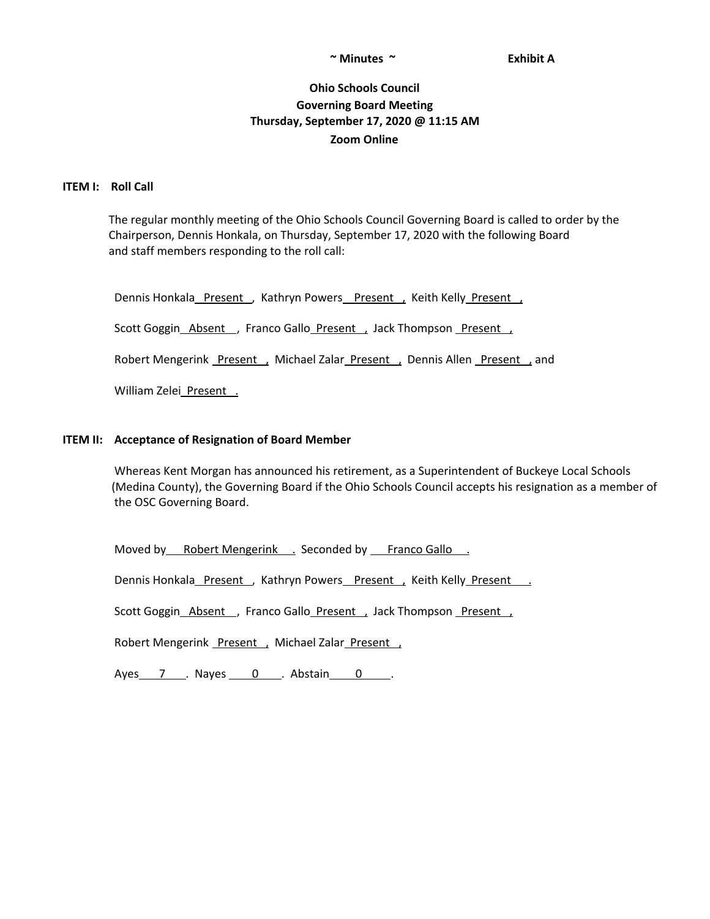~ Minutes ~ **Exhibit A**

**Ohio Schools Council**
**Governing Board Meeting**
**Thursday, September 17, 2020 @ 11:15 AM**
**Zoom Online**

**ITEM I: Roll Call**

The regular monthly meeting of the Ohio Schools Council Governing Board is called to order by the Chairperson, Dennis Honkala, on Thursday, September 17, 2020 with the following Board and staff members responding to the roll call:

Dennis Honkala Present , Kathryn Powers Present , Keith Kelly Present ,

Scott Goggin Absent , Franco Gallo Present , Jack Thompson Present ,

Robert Mengerink Present , Michael Zalar Present , Dennis Allen Present , and

William Zelei Present .

**ITEM II: Acceptance of Resignation of Board Member**

Whereas Kent Morgan has announced his retirement, as a Superintendent of Buckeye Local Schools (Medina County), the Governing Board if the Ohio Schools Council accepts his resignation as a member of the OSC Governing Board.

Moved by Robert Mengerink . Seconded by Franco Gallo .

Dennis Honkala Present , Kathryn Powers Present , Keith Kelly Present .

Scott Goggin Absent , Franco Gallo Present , Jack Thompson Present ,

Robert Mengerink Present , Michael Zalar Present ,

Ayes 7 . Nayes 0 . Abstain 0 .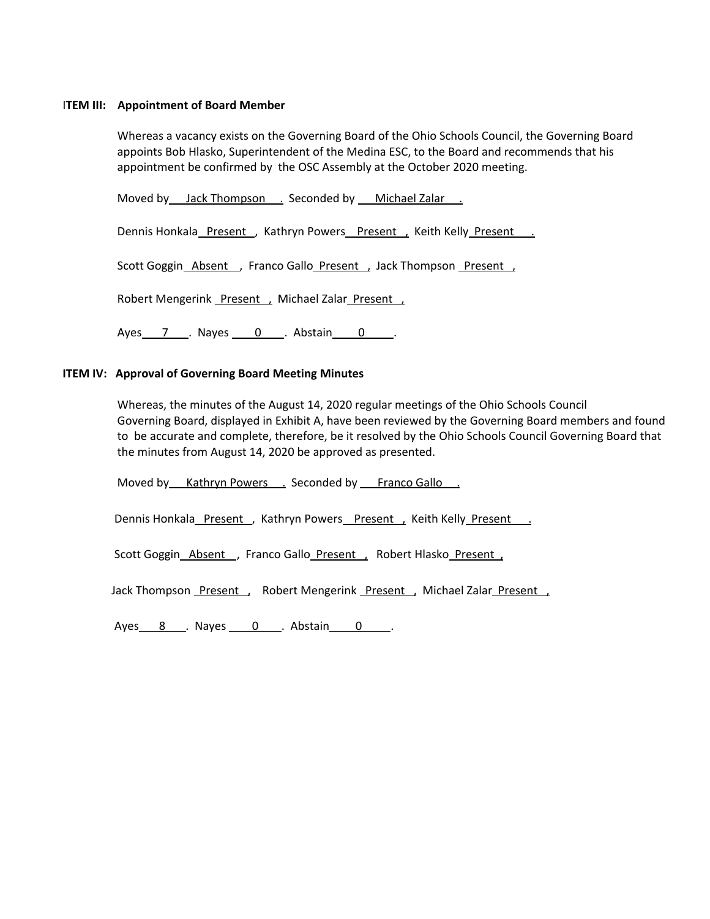**ITEM III: Appointment of Board Member**

Whereas a vacancy exists on the Governing Board of the Ohio Schools Council, the Governing Board appoints Bob Hlasko, Superintendent of the Medina ESC, to the Board and recommends that his appointment be confirmed by the OSC Assembly at the October 2020 meeting.

Moved by Jack Thompson . Seconded by Michael Zalar .

Dennis Honkala Present , Kathryn Powers Present , Keith Kelly Present .

Scott Goggin Absent , Franco Gallo Present , Jack Thompson Present ,

Robert Mengerink Present , Michael Zalar Present ,

Ayes 7 . Nayes 0 . Abstain 0 .

**ITEM IV: Approval of Governing Board Meeting Minutes**

Whereas, the minutes of the August 14, 2020 regular meetings of the Ohio Schools Council Governing Board, displayed in Exhibit A, have been reviewed by the Governing Board members and found to be accurate and complete, therefore, be it resolved by the Ohio Schools Council Governing Board that the minutes from August 14, 2020 be approved as presented.

Moved by Kathryn Powers . Seconded by Franco Gallo .

Dennis Honkala Present , Kathryn Powers Present , Keith Kelly Present .

Scott Goggin Absent , Franco Gallo Present , Robert Hlasko Present ,

Jack Thompson Present , Robert Mengerink Present , Michael Zalar Present ,

Ayes 8 . Nayes 0 . Abstain 0 .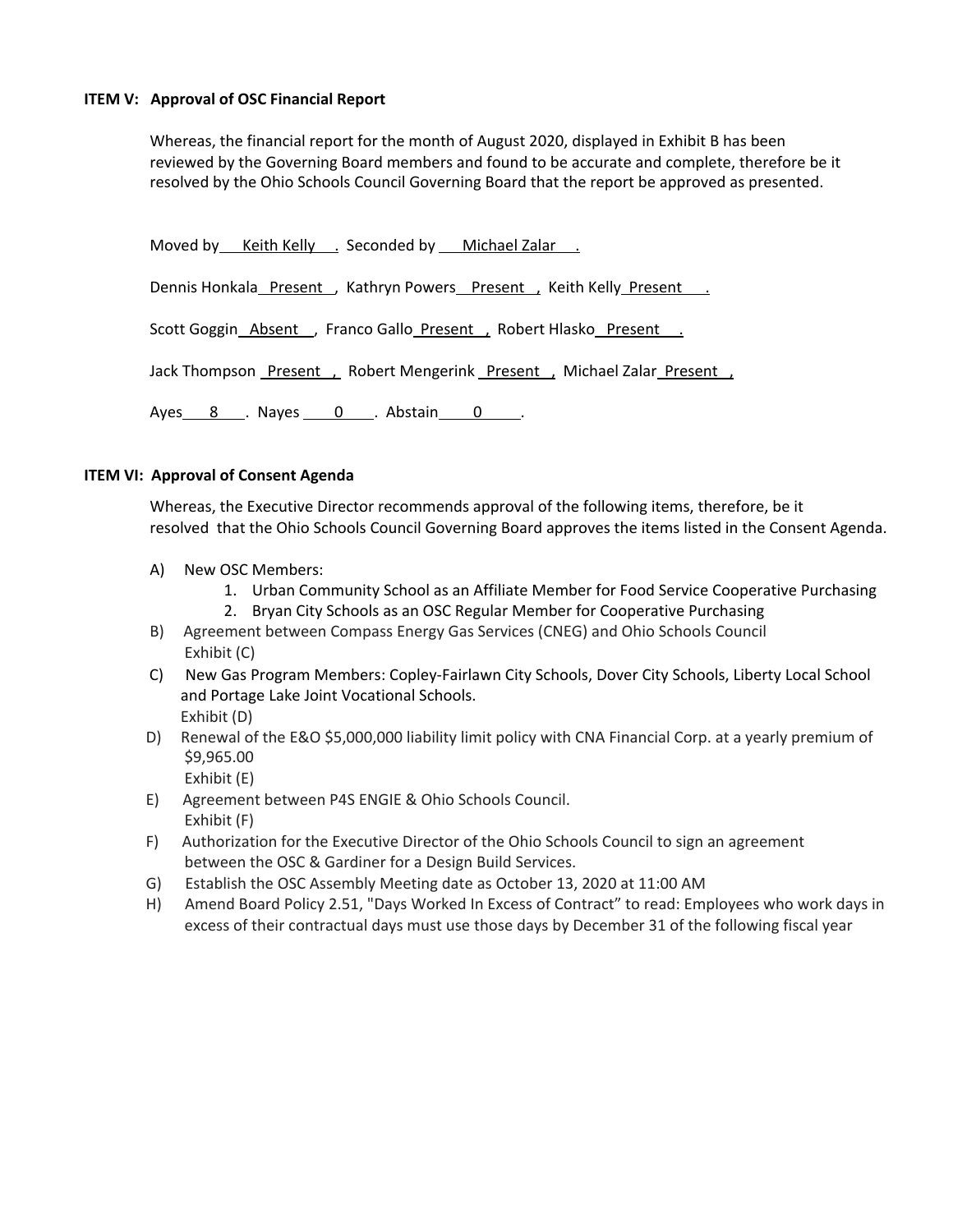**ITEM V: Approval of OSC Financial Report**

Whereas, the financial report for the month of August 2020, displayed in Exhibit B has been reviewed by the Governing Board members and found to be accurate and complete, therefore be it resolved by the Ohio Schools Council Governing Board that the report be approved as presented.

Moved by Keith Kelly. Seconded by Michael Zalar.

Dennis Honkala Present, Kathryn Powers Present, Keith Kelly Present.

Scott Goggin Absent, Franco Gallo Present, Robert Hlasko Present.

Jack Thompson Present, Robert Mengerink Present, Michael Zalar Present,

Ayes 8. Nayes 0. Abstain 0.

**ITEM VI: Approval of Consent Agenda**

Whereas, the Executive Director recommends approval of the following items, therefore, be it resolved that the Ohio Schools Council Governing Board approves the items listed in the Consent Agenda.

A) New OSC Members:
   1. Urban Community School as an Affiliate Member for Food Service Cooperative Purchasing
   2. Bryan City Schools as an OSC Regular Member for Cooperative Purchasing

B) Agreement between Compass Energy Gas Services (CNEG) and Ohio Schools Council
   Exhibit (C)

C) New Gas Program Members: Copley-Fairlawn City Schools, Dover City Schools, Liberty Local School and Portage Lake Joint Vocational Schools.
   Exhibit (D)

D) Renewal of the E&O $5,000,000 liability limit policy with CNA Financial Corp. at a yearly premium of $9,965.00
   Exhibit (E)

E) Agreement between P4S ENGIE & Ohio Schools Council.
   Exhibit (F)

F) Authorization for the Executive Director of the Ohio Schools Council to sign an agreement between the OSC & Gardiner for a Design Build Services.

G) Establish the OSC Assembly Meeting date as October 13, 2020 at 11:00 AM

H) Amend Board Policy 2.51, "Days Worked In Excess of Contract" to read: Employees who work days in excess of their contractual days must use those days by December 31 of the following fiscal year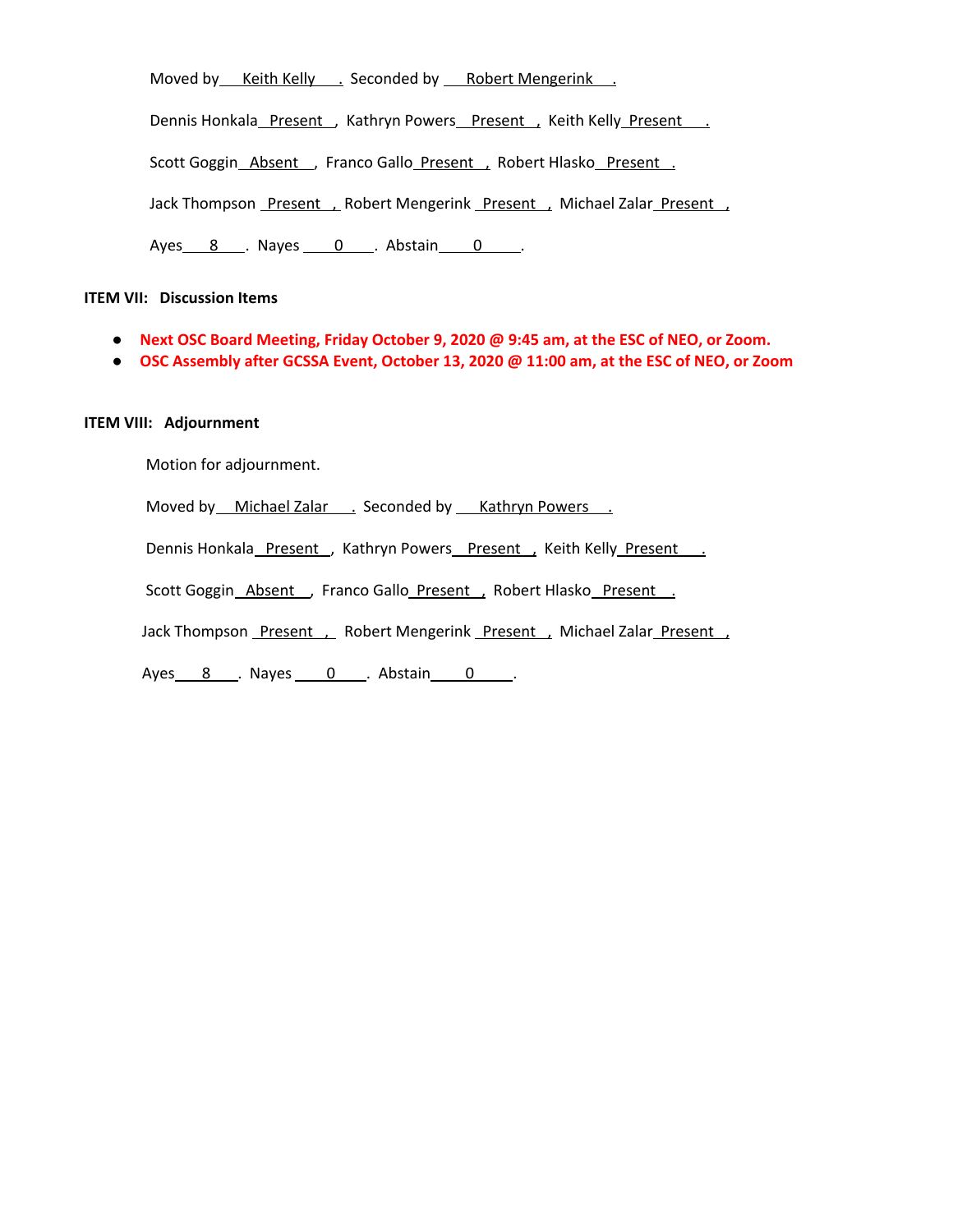Moved by Keith Kelly . Seconded by Robert Mengerink .

Dennis Honkala Present , Kathryn Powers Present , Keith Kelly Present .

Scott Goggin Absent , Franco Gallo Present , Robert Hlasko Present .

Jack Thompson Present , Robert Mengerink Present , Michael Zalar Present ,

Ayes 8 . Nayes 0 . Abstain 0 .

**ITEM VII: Discussion Items**

- **Next OSC Board Meeting, Friday October 9, 2020 @ 9:45 am, at the ESC of NEO, or Zoom.**
- **OSC Assembly after GCSSA Event, October 13, 2020 @ 11:00 am, at the ESC of NEO, or Zoom**

**ITEM VIII: Adjournment**

Motion for adjournment.

Moved by Michael Zalar . Seconded by Kathryn Powers .

Dennis Honkala Present , Kathryn Powers Present , Keith Kelly Present .

Scott Goggin Absent , Franco Gallo Present , Robert Hlasko Present .

Jack Thompson Present , Robert Mengerink Present , Michael Zalar Present ,

Ayes 8 . Nayes 0 . Abstain 0 .